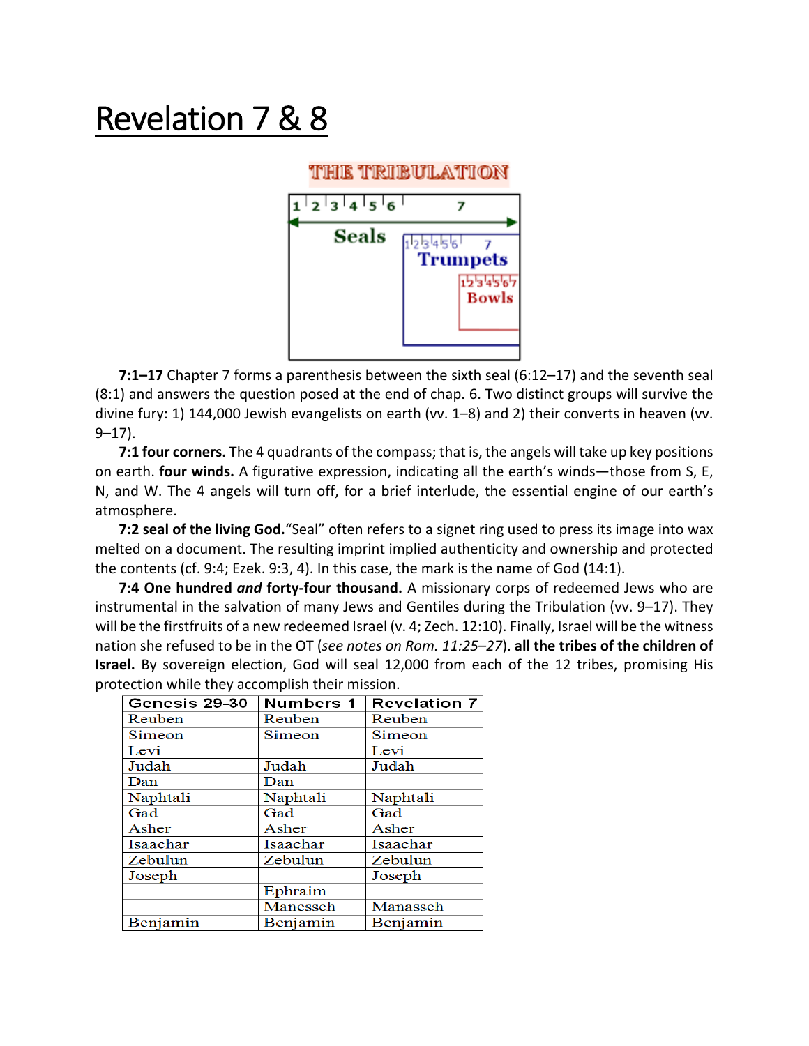# Revelation 7 & 8

**7:1–17** Chapter 7 forms a parenthesis between the sixth seal (6:12–17) and the seventh seal (8:1) and answers the question posed at the end of chap. 6. Two distinct groups will survive the divine fury: 1) 144,000 Jewish evangelists on earth (vv. 1–8) and 2) their converts in heaven (vv. 9–17).

**7:1 four corners.** The 4 quadrants of the compass; that is, the angels will take up key positions on earth. **four winds.** A figurative expression, indicating all the earth's winds—those from S, E, N, and W. The 4 angels will turn off, for a brief interlude, the essential engine of our earth's atmosphere.

**7:2 seal of the living God.** "Seal" often refers to a signet ring used to press its image into wax melted on a document. The resulting imprint implied authenticity and ownership and protected the contents (cf. 9:4; Ezek. 9:3, 4). In this case, the mark is the name of God (14:1).

**7:4 One hundred *and* forty-four thousand.** A missionary corps of redeemed Jews who are instrumental in the salvation of many Jews and Gentiles during the Tribulation (vv. 9–17). They will be the firstfruits of a new redeemed Israel (v. 4; Zech. 12:10). Finally, Israel will be the witness nation she refused to be in the OT (*see notes on Rom. 11:25–27*). **all the tribes of the children of Israel.** By sovereign election, God will seal 12,000 from each of the 12 tribes, promising His protection while they accomplish their mission.

| Genesis 29-30 | Numbers 1 | Revelation 7 |
|---|---|---|
| Reuben | Reuben | Reuben |
| Simeon | Simeon | Simeon |
| Levi | | Levi |
| Judah | Judah | Judah |
| Dan | Dan | |
| Naphtali | Naphtali | Naphtali |
| Gad | Gad | Gad |
| Asher | Asher | Asher |
| Isaachar | Isaachar | Isaachar |
| Zebulun | Zebulun | Zebulun |
| Joseph | | Joseph |
| | Ephraim | |
| | Manesseh | Manasseh |
| Benjamin | Benjamin | Benjamin |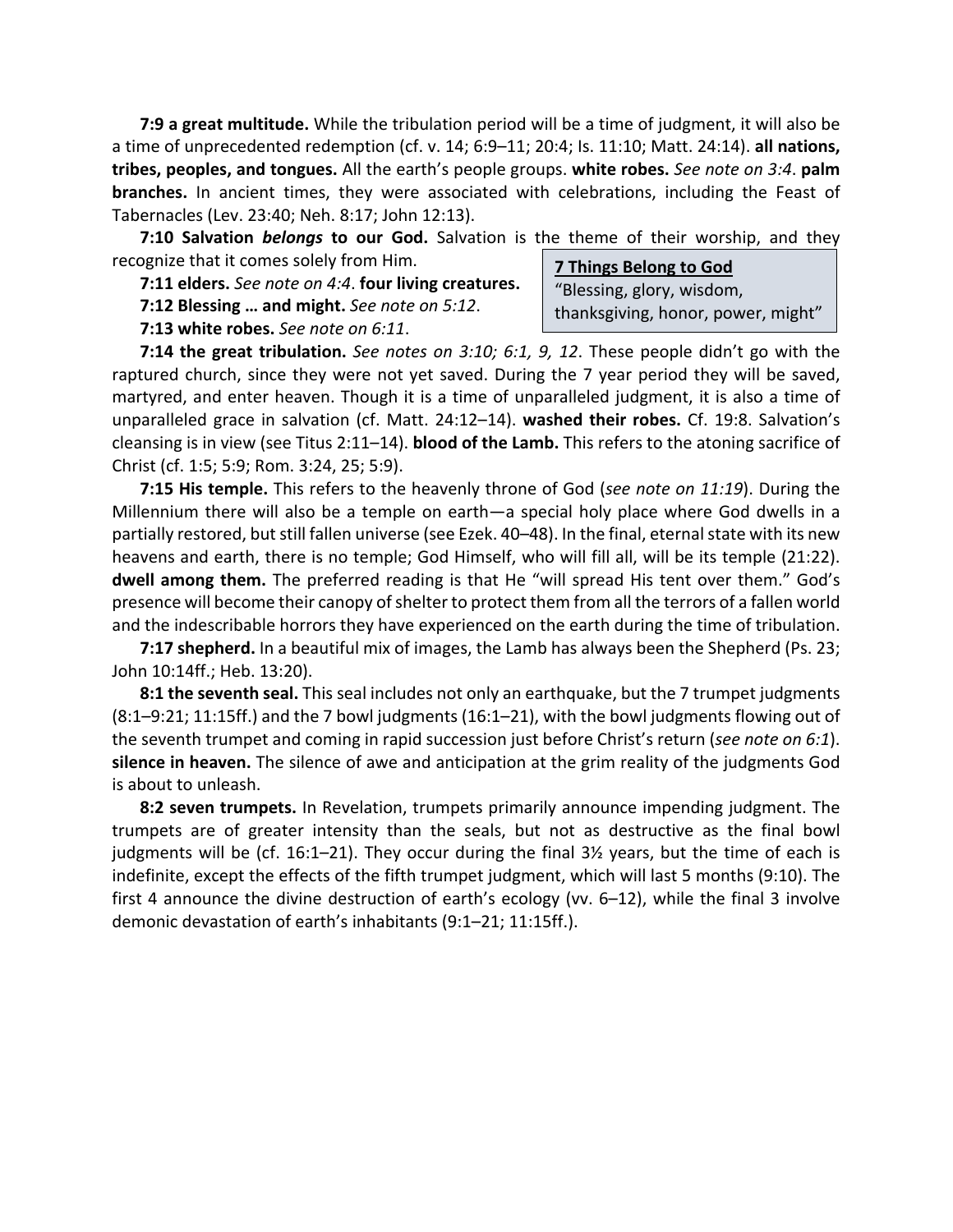**7:9 a great multitude.** While the tribulation period will be a time of judgment, it will also be a time of unprecedented redemption (cf. v. 14; 6:9–11; 20:4; Is. 11:10; Matt. 24:14). **all nations, tribes, peoples, and tongues.** All the earth's people groups. **white robes.** *See note on 3:4*. **palm branches.** In ancient times, they were associated with celebrations, including the Feast of Tabernacles (Lev. 23:40; Neh. 8:17; John 12:13).

**7:10 Salvation *belongs* to our God.** Salvation is the theme of their worship, and they recognize that it comes solely from Him.

> **7 Things Belong to God**
> "Blessing, glory, wisdom, thanksgiving, honor, power, might"

**7:11 elders.** *See note on 4:4*. **four living creatures.**

**7:12 Blessing … and might.** *See note on 5:12*.

**7:13 white robes.** *See note on 6:11*.

**7:14 the great tribulation.** *See notes on 3:10; 6:1, 9, 12*. These people didn't go with the raptured church, since they were not yet saved. During the 7 year period they will be saved, martyred, and enter heaven. Though it is a time of unparalleled judgment, it is also a time of unparalleled grace in salvation (cf. Matt. 24:12–14). **washed their robes.** Cf. 19:8. Salvation's cleansing is in view (see Titus 2:11–14). **blood of the Lamb.** This refers to the atoning sacrifice of Christ (cf. 1:5; 5:9; Rom. 3:24, 25; 5:9).

**7:15 His temple.** This refers to the heavenly throne of God (*see note on 11:19*). During the Millennium there will also be a temple on earth—a special holy place where God dwells in a partially restored, but still fallen universe (see Ezek. 40–48). In the final, eternal state with its new heavens and earth, there is no temple; God Himself, who will fill all, will be its temple (21:22). **dwell among them.** The preferred reading is that He "will spread His tent over them." God's presence will become their canopy of shelter to protect them from all the terrors of a fallen world and the indescribable horrors they have experienced on the earth during the time of tribulation.

**7:17 shepherd.** In a beautiful mix of images, the Lamb has always been the Shepherd (Ps. 23; John 10:14ff.; Heb. 13:20).

**8:1 the seventh seal.** This seal includes not only an earthquake, but the 7 trumpet judgments (8:1–9:21; 11:15ff.) and the 7 bowl judgments (16:1–21), with the bowl judgments flowing out of the seventh trumpet and coming in rapid succession just before Christ's return (*see note on 6:1*). **silence in heaven.** The silence of awe and anticipation at the grim reality of the judgments God is about to unleash.

**8:2 seven trumpets.** In Revelation, trumpets primarily announce impending judgment. The trumpets are of greater intensity than the seals, but not as destructive as the final bowl judgments will be (cf. 16:1–21). They occur during the final 3½ years, but the time of each is indefinite, except the effects of the fifth trumpet judgment, which will last 5 months (9:10). The first 4 announce the divine destruction of earth's ecology (vv. 6–12), while the final 3 involve demonic devastation of earth's inhabitants (9:1–21; 11:15ff.).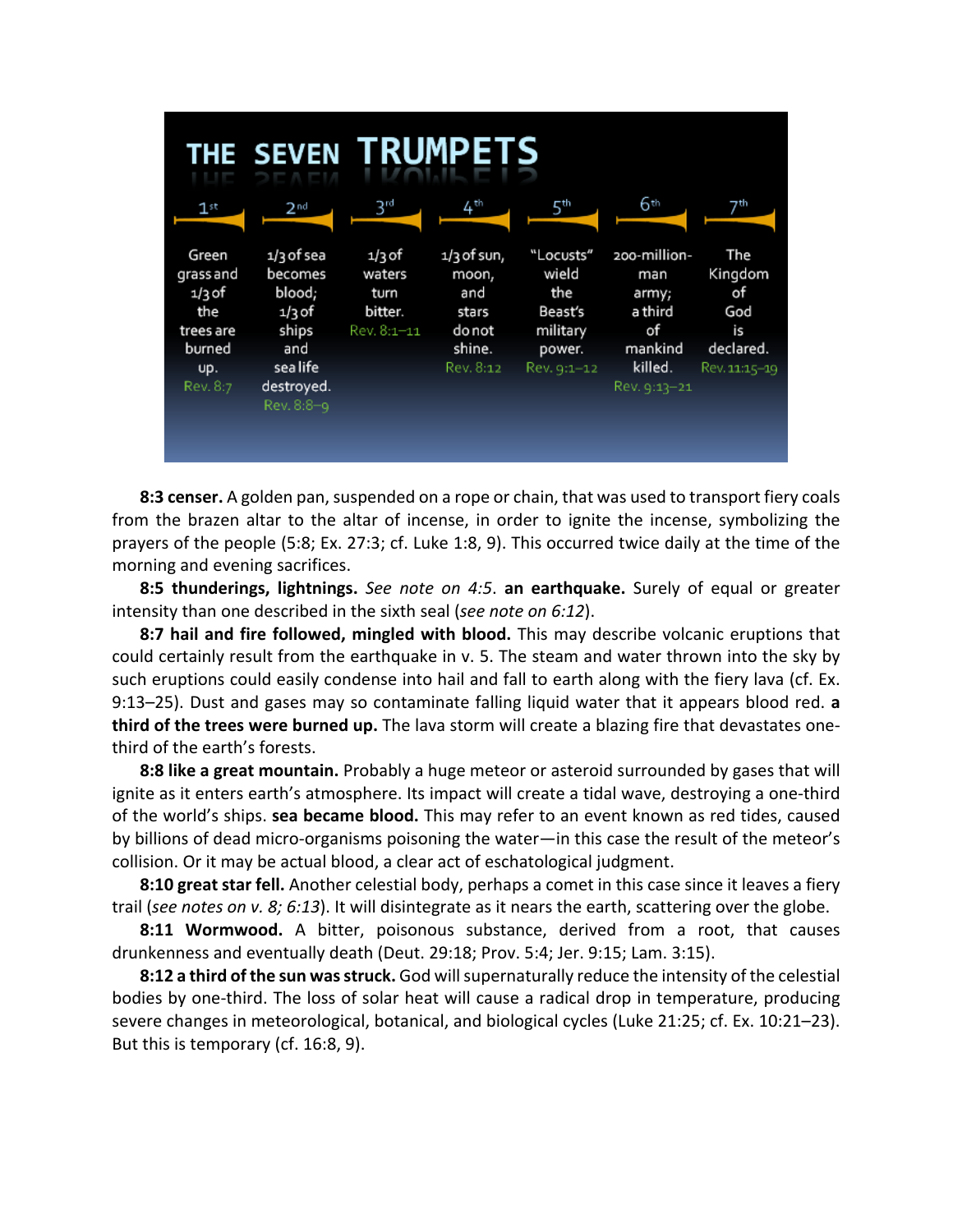## THE SEVEN TRUMPETS

| 1st | 2nd | 3rd | 4th | 5th | 6th | 7th |
|---|---|---|---|---|---|---|
| Green grass and 1/3 of the trees are burned up. Rev. 8:7 | 1/3 of sea becomes blood; 1/3 of ships and sea life destroyed. Rev. 8:8–9 | 1/3 of waters turn bitter. Rev. 8:1–11 | 1/3 of sun, moon, and stars do not shine. Rev. 8:12 | "Locusts" wield the Beast's military power. Rev. 9:1–12 | 200-million-man army; a third of mankind killed. Rev. 9:13–21 | The Kingdom of God is declared. Rev. 11:15–19 |

**8:3 censer.** A golden pan, suspended on a rope or chain, that was used to transport fiery coals from the brazen altar to the altar of incense, in order to ignite the incense, symbolizing the prayers of the people (5:8; Ex. 27:3; cf. Luke 1:8, 9). This occurred twice daily at the time of the morning and evening sacrifices.

**8:5 thunderings, lightnings.** *See note on 4:5*. **an earthquake.** Surely of equal or greater intensity than one described in the sixth seal (*see note on 6:12*).

**8:7 hail and fire followed, mingled with blood.** This may describe volcanic eruptions that could certainly result from the earthquake in v. 5. The steam and water thrown into the sky by such eruptions could easily condense into hail and fall to earth along with the fiery lava (cf. Ex. 9:13–25). Dust and gases may so contaminate falling liquid water that it appears blood red. **a third of the trees were burned up.** The lava storm will create a blazing fire that devastates one-third of the earth's forests.

**8:8 like a great mountain.** Probably a huge meteor or asteroid surrounded by gases that will ignite as it enters earth's atmosphere. Its impact will create a tidal wave, destroying a one-third of the world's ships. **sea became blood.** This may refer to an event known as red tides, caused by billions of dead micro-organisms poisoning the water—in this case the result of the meteor's collision. Or it may be actual blood, a clear act of eschatological judgment.

**8:10 great star fell.** Another celestial body, perhaps a comet in this case since it leaves a fiery trail (*see notes on v. 8; 6:13*). It will disintegrate as it nears the earth, scattering over the globe.

**8:11 Wormwood.** A bitter, poisonous substance, derived from a root, that causes drunkenness and eventually death (Deut. 29:18; Prov. 5:4; Jer. 9:15; Lam. 3:15).

**8:12 a third of the sun was struck.** God will supernaturally reduce the intensity of the celestial bodies by one-third. The loss of solar heat will cause a radical drop in temperature, producing severe changes in meteorological, botanical, and biological cycles (Luke 21:25; cf. Ex. 10:21–23). But this is temporary (cf. 16:8, 9).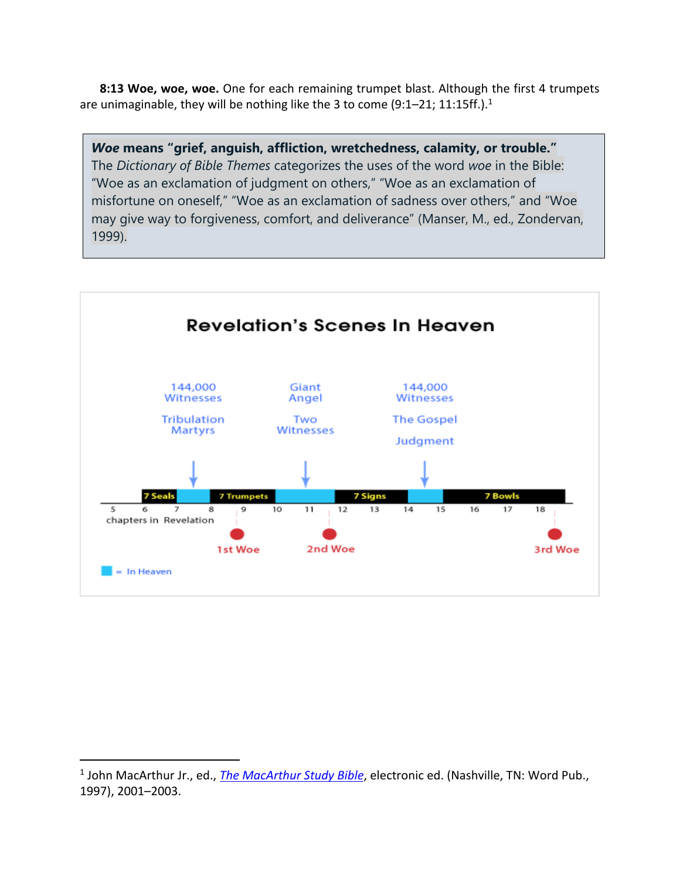**8:13 Woe, woe, woe.** One for each remaining trumpet blast. Although the first 4 trumpets are unimaginable, they will be nothing like the 3 to come (9:1–21; 11:15ff.).[1]

***Woe* means "grief, anguish, affliction, wretchedness, calamity, or trouble."** The *Dictionary of Bible Themes* categorizes the uses of the word *woe* in the Bible: "Woe as an exclamation of judgment on others," "Woe as an exclamation of misfortune on oneself," "Woe as an exclamation of sadness over others," and "Woe may give way to forgiveness, comfort, and deliverance" (Manser, M., ed., Zondervan, 1999).

Revelation's Scenes In Heaven

144,000 Witnesses

Tribulation Martyrs

Giant Angel

Two Witnesses

144,000 Witnesses

The Gospel

Judgment

7 Seals

7 Trumpets

7 Signs

7 Bowls

5 6 7 8 9 10 11 12 13 14 15 16 17 18

chapters in Revelation

1st Woe

2nd Woe

3rd Woe

= In Heaven

---

[1] John MacArthur Jr., ed., *The MacArthur Study Bible*, electronic ed. (Nashville, TN: Word Pub., 1997), 2001–2003.